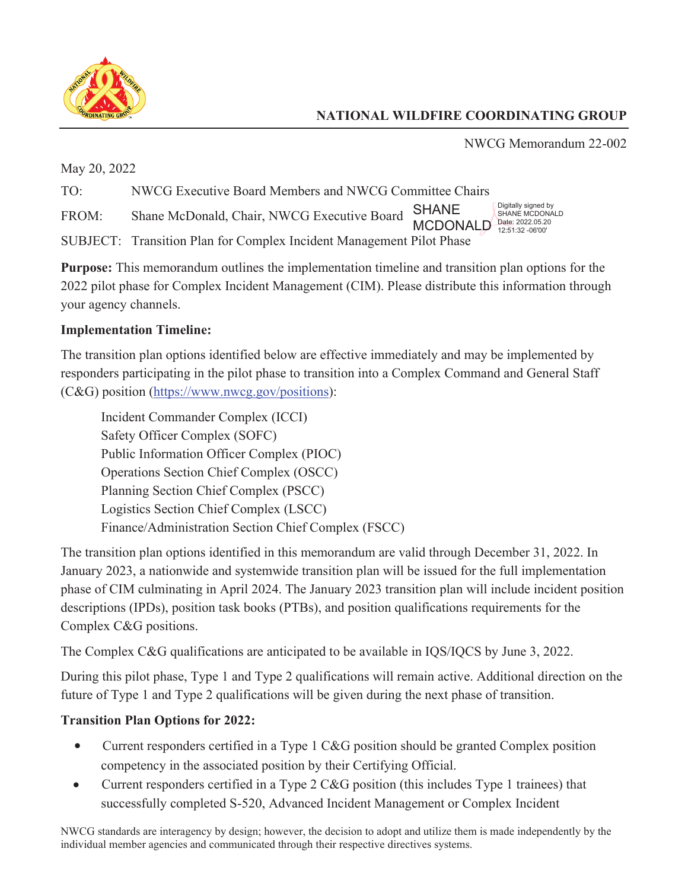# NATIONAL WILDFIRE COORDINATING GROUP

NWCG Memorandum 22-002

May 20, 2022

TO: NWCG Executive Board Members and NWCG Committee Chairs

FROM: Shane McDonald, Chair, NWCG Executive Board SHANE MCDONALD Digitally signed by SHANE MCDONALD Date: 2022.05.20 12:51:32 -06'00'

SUBJECT: Transition Plan for Complex Incident Management Pilot Phase

**Purpose:** This memorandum outlines the implementation timeline and transition plan options for the 2022 pilot phase for Complex Incident Management (CIM). Please distribute this information through your agency channels.

**Implementation Timeline:**

The transition plan options identified below are effective immediately and may be implemented by responders participating in the pilot phase to transition into a Complex Command and General Staff (C&G) position (https://www.nwcg.gov/positions):

Incident Commander Complex (ICCI)
Safety Officer Complex (SOFC)
Public Information Officer Complex (PIOC)
Operations Section Chief Complex (OSCC)
Planning Section Chief Complex (PSCC)
Logistics Section Chief Complex (LSCC)
Finance/Administration Section Chief Complex (FSCC)

The transition plan options identified in this memorandum are valid through December 31, 2022. In January 2023, a nationwide and systemwide transition plan will be issued for the full implementation phase of CIM culminating in April 2024. The January 2023 transition plan will include incident position descriptions (IPDs), position task books (PTBs), and position qualifications requirements for the Complex C&G positions.

The Complex C&G qualifications are anticipated to be available in IQS/IQCS by June 3, 2022.

During this pilot phase, Type 1 and Type 2 qualifications will remain active. Additional direction on the future of Type 1 and Type 2 qualifications will be given during the next phase of transition.

**Transition Plan Options for 2022:**

- Current responders certified in a Type 1 C&G position should be granted Complex position competency in the associated position by their Certifying Official.
- Current responders certified in a Type 2 C&G position (this includes Type 1 trainees) that successfully completed S-520, Advanced Incident Management or Complex Incident

NWCG standards are interagency by design; however, the decision to adopt and utilize them is made independently by the individual member agencies and communicated through their respective directives systems.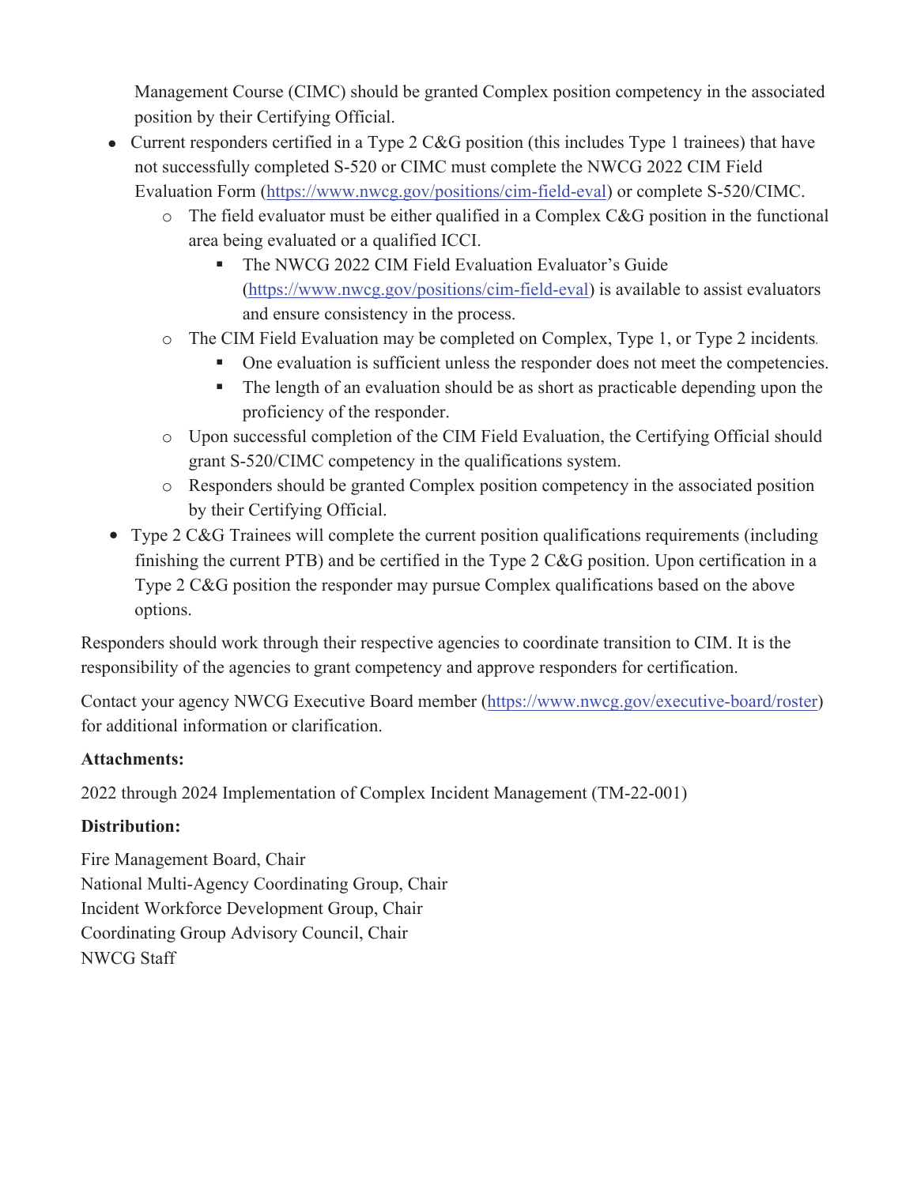Management Course (CIMC) should be granted Complex position competency in the associated position by their Certifying Official.

- Current responders certified in a Type 2 C&G position (this includes Type 1 trainees) that have not successfully completed S-520 or CIMC must complete the NWCG 2022 CIM Field Evaluation Form (https://www.nwcg.gov/positions/cim-field-eval) or complete S-520/CIMC.
  - The field evaluator must be either qualified in a Complex C&G position in the functional area being evaluated or a qualified ICCI.
    - The NWCG 2022 CIM Field Evaluation Evaluator's Guide (https://www.nwcg.gov/positions/cim-field-eval) is available to assist evaluators and ensure consistency in the process.
  - The CIM Field Evaluation may be completed on Complex, Type 1, or Type 2 incidents.
    - One evaluation is sufficient unless the responder does not meet the competencies.
    - The length of an evaluation should be as short as practicable depending upon the proficiency of the responder.
  - Upon successful completion of the CIM Field Evaluation, the Certifying Official should grant S-520/CIMC competency in the qualifications system.
  - Responders should be granted Complex position competency in the associated position by their Certifying Official.
- Type 2 C&G Trainees will complete the current position qualifications requirements (including finishing the current PTB) and be certified in the Type 2 C&G position. Upon certification in a Type 2 C&G position the responder may pursue Complex qualifications based on the above options.

Responders should work through their respective agencies to coordinate transition to CIM. It is the responsibility of the agencies to grant competency and approve responders for certification.

Contact your agency NWCG Executive Board member (https://www.nwcg.gov/executive-board/roster) for additional information or clarification.

**Attachments:**

2022 through 2024 Implementation of Complex Incident Management (TM-22-001)

**Distribution:**

Fire Management Board, Chair
National Multi-Agency Coordinating Group, Chair
Incident Workforce Development Group, Chair
Coordinating Group Advisory Council, Chair
NWCG Staff